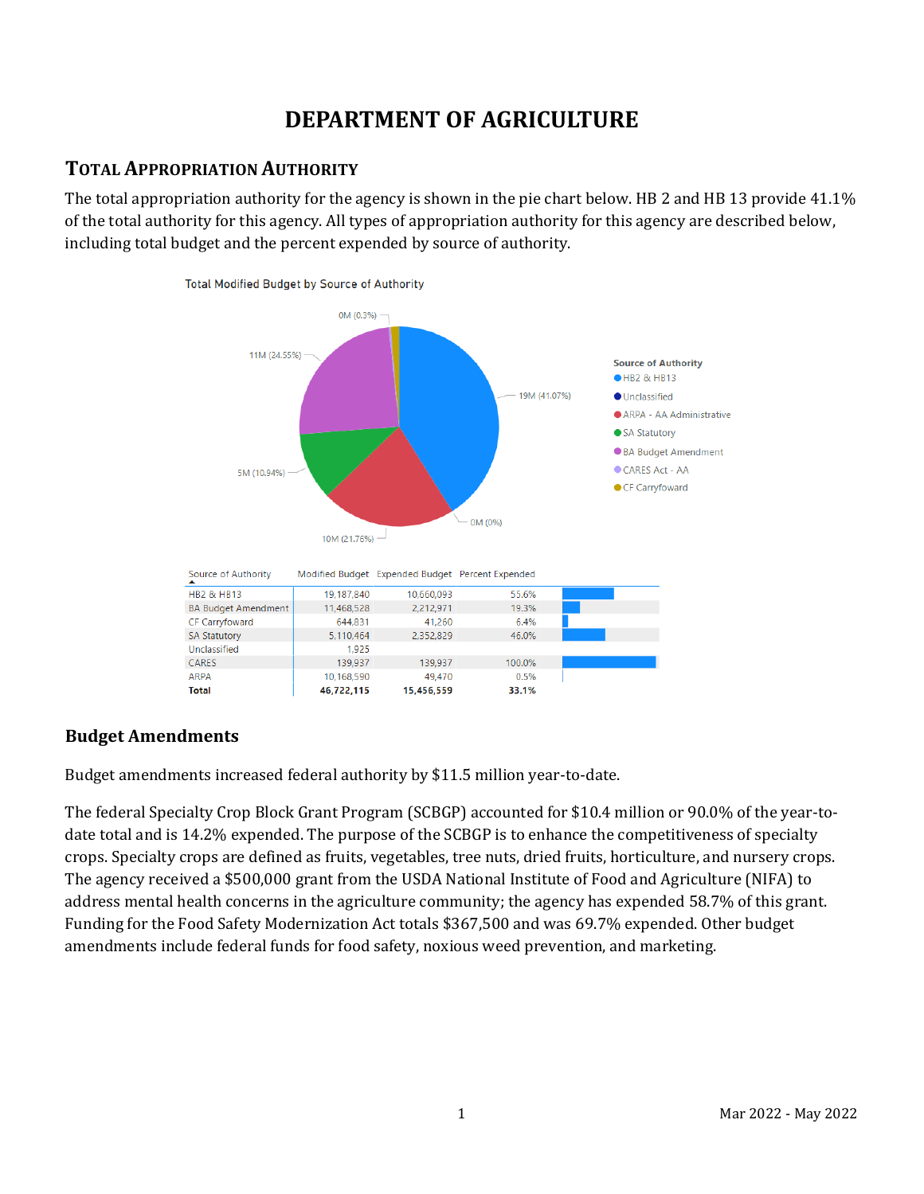# DEPARTMENT OF AGRICULTURE

## TOTAL APPROPRIATION AUTHORITY

The total appropriation authority for the agency is shown in the pie chart below. HB 2 and HB 13 provide 41.1% of the total authority for this agency. All types of appropriation authority for this agency are described below, including total budget and the percent expended by source of authority.

Total Modified Budget by Source of Authority

| Source of Authority | Modified Budget | Expended Budget | Percent Expended |
|---|---|---|---|
| HB2 & HB13 | 19,187,840 | 10,660,093 | 55.6% |
| BA Budget Amendment | 11,468,528 | 2,212,971 | 19.3% |
| CF Carryfoward | 644,831 | 41,260 | 6.4% |
| SA Statutory | 5,110,464 | 2,352,829 | 46.0% |
| Unclassified | 1,925 | | |
| CARES | 139,937 | 139,937 | 100.0% |
| ARPA | 10,168,590 | 49,470 | 0.5% |
| **Total** | **46,722,115** | **15,456,559** | **33.1%** |

### Budget Amendments

Budget amendments increased federal authority by $11.5 million year-to-date.

The federal Specialty Crop Block Grant Program (SCBGP) accounted for $10.4 million or 90.0% of the year-to-date total and is 14.2% expended. The purpose of the SCBGP is to enhance the competitiveness of specialty crops. Specialty crops are defined as fruits, vegetables, tree nuts, dried fruits, horticulture, and nursery crops. The agency received a $500,000 grant from the USDA National Institute of Food and Agriculture (NIFA) to address mental health concerns in the agriculture community; the agency has expended 58.7% of this grant. Funding for the Food Safety Modernization Act totals $367,500 and was 69.7% expended. Other budget amendments include federal funds for food safety, noxious weed prevention, and marketing.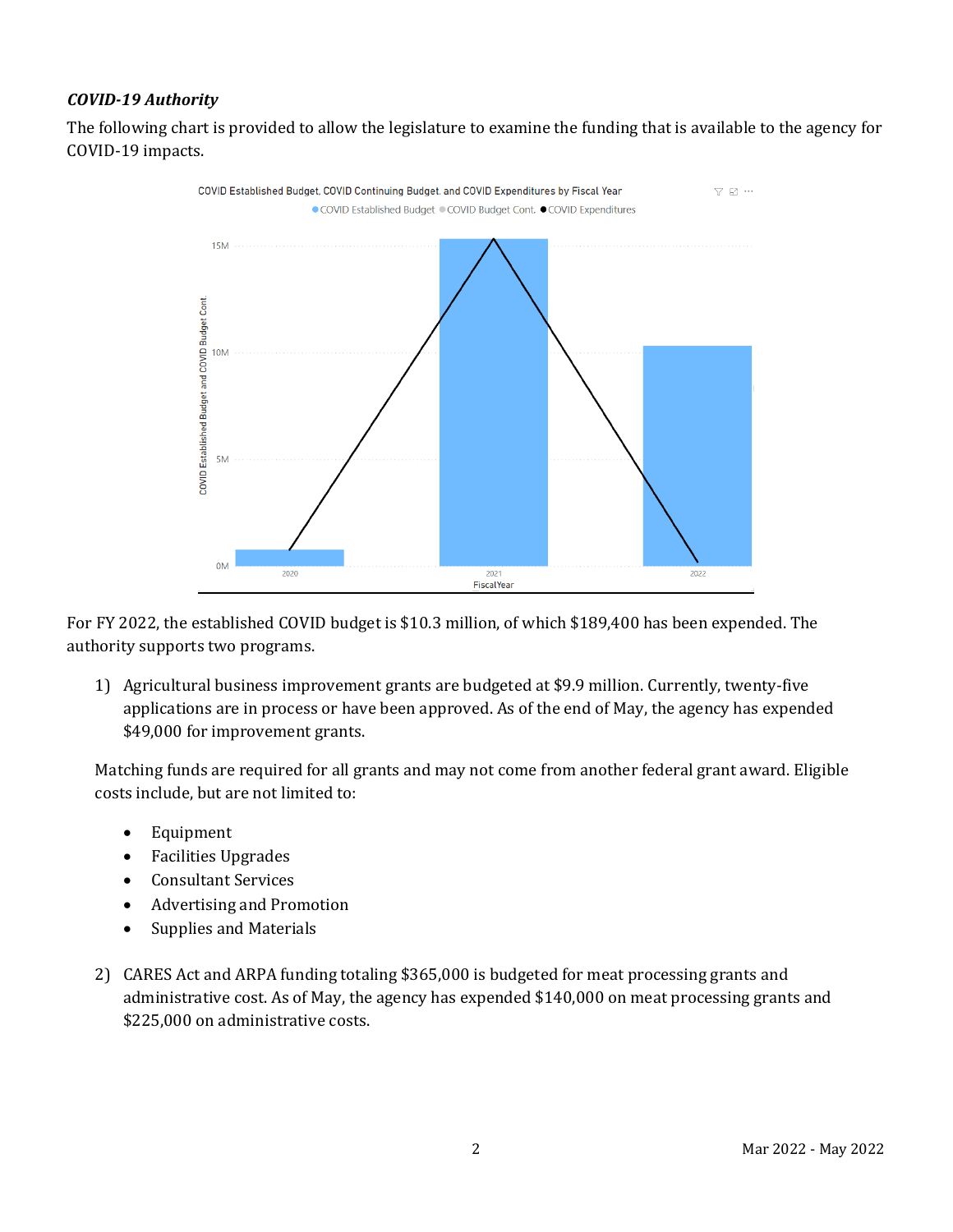***COVID-19 Authority***

The following chart is provided to allow the legislature to examine the funding that is available to the agency for COVID-19 impacts.

COVID Established Budget, COVID Continuing Budget, and COVID Expenditures by Fiscal Year

For FY 2022, the established COVID budget is $10.3 million, of which $189,400 has been expended. The authority supports two programs.

1) Agricultural business improvement grants are budgeted at $9.9 million. Currently, twenty-five applications are in process or have been approved. As of the end of May, the agency has expended $49,000 for improvement grants.

   Matching funds are required for all grants and may not come from another federal grant award. Eligible costs include, but are not limited to:

   - Equipment
   - Facilities Upgrades
   - Consultant Services
   - Advertising and Promotion
   - Supplies and Materials

2) CARES Act and ARPA funding totaling $365,000 is budgeted for meat processing grants and administrative cost. As of May, the agency has expended $140,000 on meat processing grants and $225,000 on administrative costs.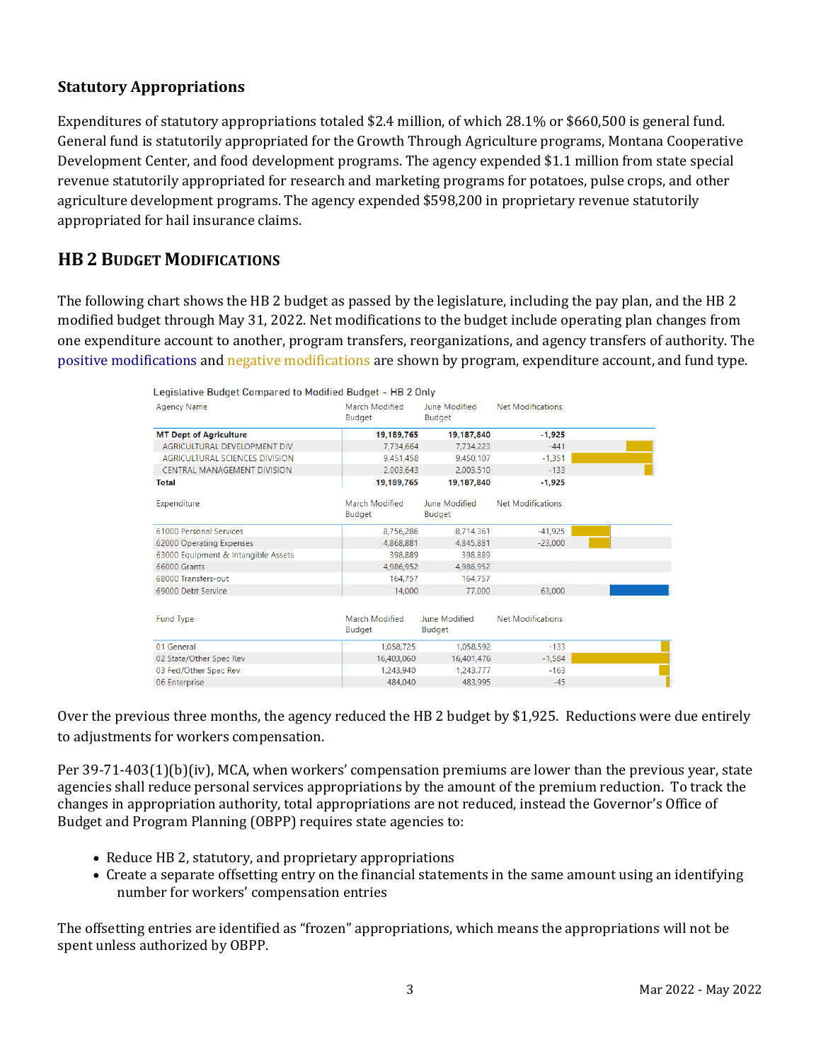### Statutory Appropriations

Expenditures of statutory appropriations totaled $2.4 million, of which 28.1% or $660,500 is general fund. General fund is statutorily appropriated for the Growth Through Agriculture programs, Montana Cooperative Development Center, and food development programs. The agency expended $1.1 million from state special revenue statutorily appropriated for research and marketing programs for potatoes, pulse crops, and other agriculture development programs. The agency expended $598,200 in proprietary revenue statutorily appropriated for hail insurance claims.

## HB 2 Budget Modifications

The following chart shows the HB 2 budget as passed by the legislature, including the pay plan, and the HB 2 modified budget through May 31, 2022. Net modifications to the budget include operating plan changes from one expenditure account to another, program transfers, reorganizations, and agency transfers of authority. The positive modifications and negative modifications are shown by program, expenditure account, and fund type.

Legislative Budget Compared to Modified Budget - HB 2 Only

| Agency Name | March Modified Budget | June Modified Budget | Net Modifications |
|---|---|---|---|
| **MT Dept of Agriculture** | **19,189,765** | **19,187,840** | **-1,925** |
| AGRICULTURAL DEVELOPMENT DIV | 7,734,664 | 7,734,223 | -441 |
| AGRICULTURAL SCIENCES DIVISION | 9,451,458 | 9,450,107 | -1,351 |
| CENTRAL MANAGEMENT DIVISION | 2,003,643 | 2,003,510 | -133 |
| **Total** | **19,189,765** | **19,187,840** | **-1,925** |

| Expenditure | March Modified Budget | June Modified Budget | Net Modifications |
|---|---|---|---|
| 61000 Personal Services | 8,756,286 | 8,714,361 | -41,925 |
| 62000 Operating Expenses | 4,868,881 | 4,845,881 | -23,000 |
| 63000 Equipment & Intangible Assets | 398,889 | 398,889 | |
| 66000 Grants | 4,986,952 | 4,986,952 | |
| 68000 Transfers-out | 164,757 | 164,757 | |
| 69000 Debt Service | 14,000 | 77,000 | 63,000 |

| Fund Type | March Modified Budget | June Modified Budget | Net Modifications |
|---|---|---|---|
| 01 General | 1,058,725 | 1,058,592 | -133 |
| 02 State/Other Spec Rev | 16,403,060 | 16,401,476 | -1,584 |
| 03 Fed/Other Spec Rev | 1,243,940 | 1,243,777 | -163 |
| 06 Enterprise | 484,040 | 483,995 | -45 |

Over the previous three months, the agency reduced the HB 2 budget by $1,925. Reductions were due entirely to adjustments for workers compensation.

Per 39-71-403(1)(b)(iv), MCA, when workers' compensation premiums are lower than the previous year, state agencies shall reduce personal services appropriations by the amount of the premium reduction. To track the changes in appropriation authority, total appropriations are not reduced, instead the Governor's Office of Budget and Program Planning (OBPP) requires state agencies to:

- Reduce HB 2, statutory, and proprietary appropriations
- Create a separate offsetting entry on the financial statements in the same amount using an identifying number for workers' compensation entries

The offsetting entries are identified as "frozen" appropriations, which means the appropriations will not be spent unless authorized by OBPP.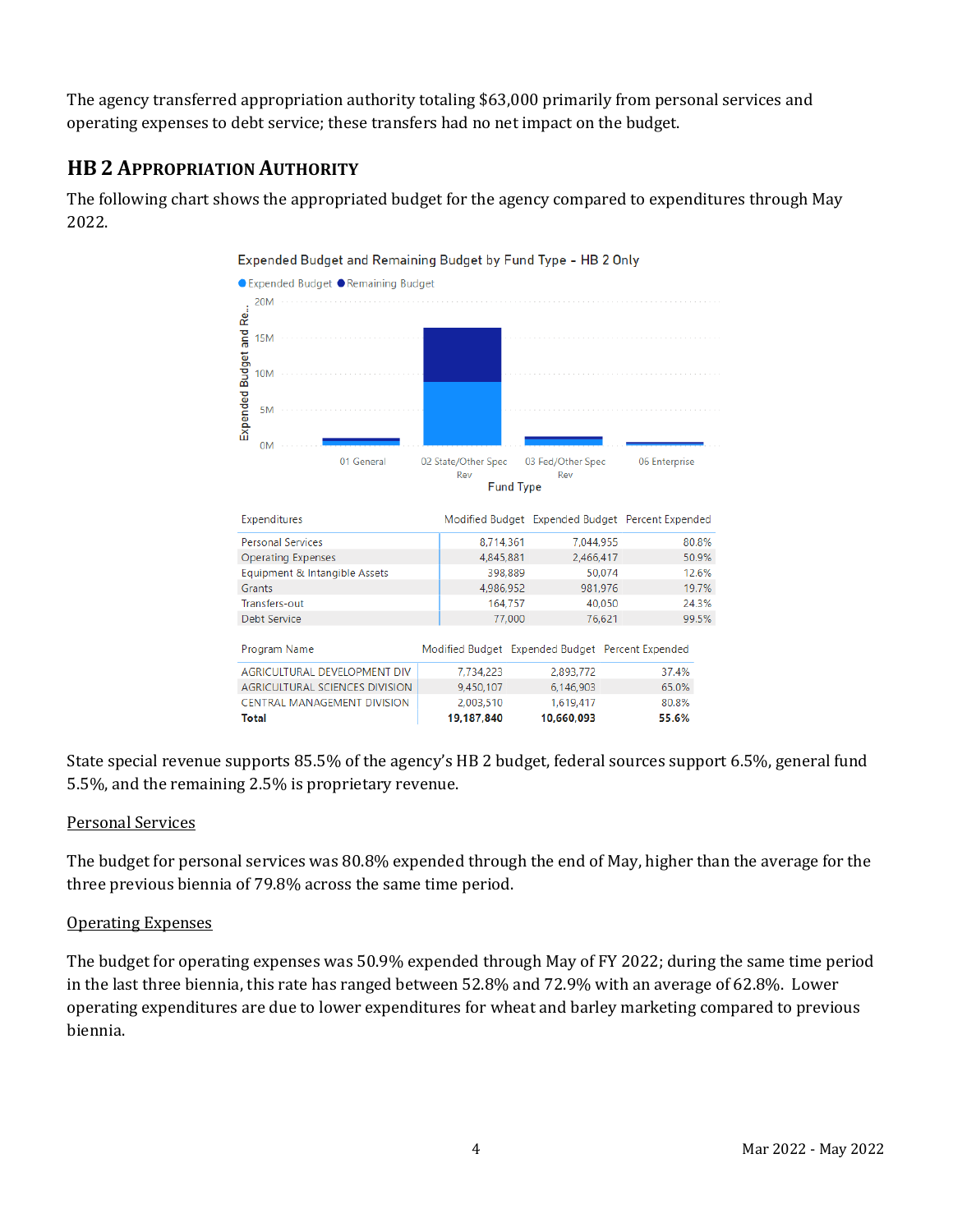The agency transferred appropriation authority totaling $63,000 primarily from personal services and operating expenses to debt service; these transfers had no net impact on the budget.

## HB 2 Appropriation Authority

The following chart shows the appropriated budget for the agency compared to expenditures through May 2022.

Expended Budget and Remaining Budget by Fund Type - HB 2 Only

| Expenditures | Modified Budget | Expended Budget | Percent Expended |
|---|---|---|---|
| Personal Services | 8,714,361 | 7,044,955 | 80.8% |
| Operating Expenses | 4,845,881 | 2,466,417 | 50.9% |
| Equipment & Intangible Assets | 398,889 | 50,074 | 12.6% |
| Grants | 4,986,952 | 981,976 | 19.7% |
| Transfers-out | 164,757 | 40,050 | 24.3% |
| Debt Service | 77,000 | 76,621 | 99.5% |

| Program Name | Modified Budget | Expended Budget | Percent Expended |
|---|---|---|---|
| AGRICULTURAL DEVELOPMENT DIV | 7,734,223 | 2,893,772 | 37.4% |
| AGRICULTURAL SCIENCES DIVISION | 9,450,107 | 6,146,903 | 65.0% |
| CENTRAL MANAGEMENT DIVISION | 2,003,510 | 1,619,417 | 80.8% |
| **Total** | **19,187,840** | **10,660,093** | **55.6%** |

State special revenue supports 85.5% of the agency's HB 2 budget, federal sources support 6.5%, general fund 5.5%, and the remaining 2.5% is proprietary revenue.

Personal Services

The budget for personal services was 80.8% expended through the end of May, higher than the average for the three previous biennia of 79.8% across the same time period.

Operating Expenses

The budget for operating expenses was 50.9% expended through May of FY 2022; during the same time period in the last three biennia, this rate has ranged between 52.8% and 72.9% with an average of 62.8%. Lower operating expenditures are due to lower expenditures for wheat and barley marketing compared to previous biennia.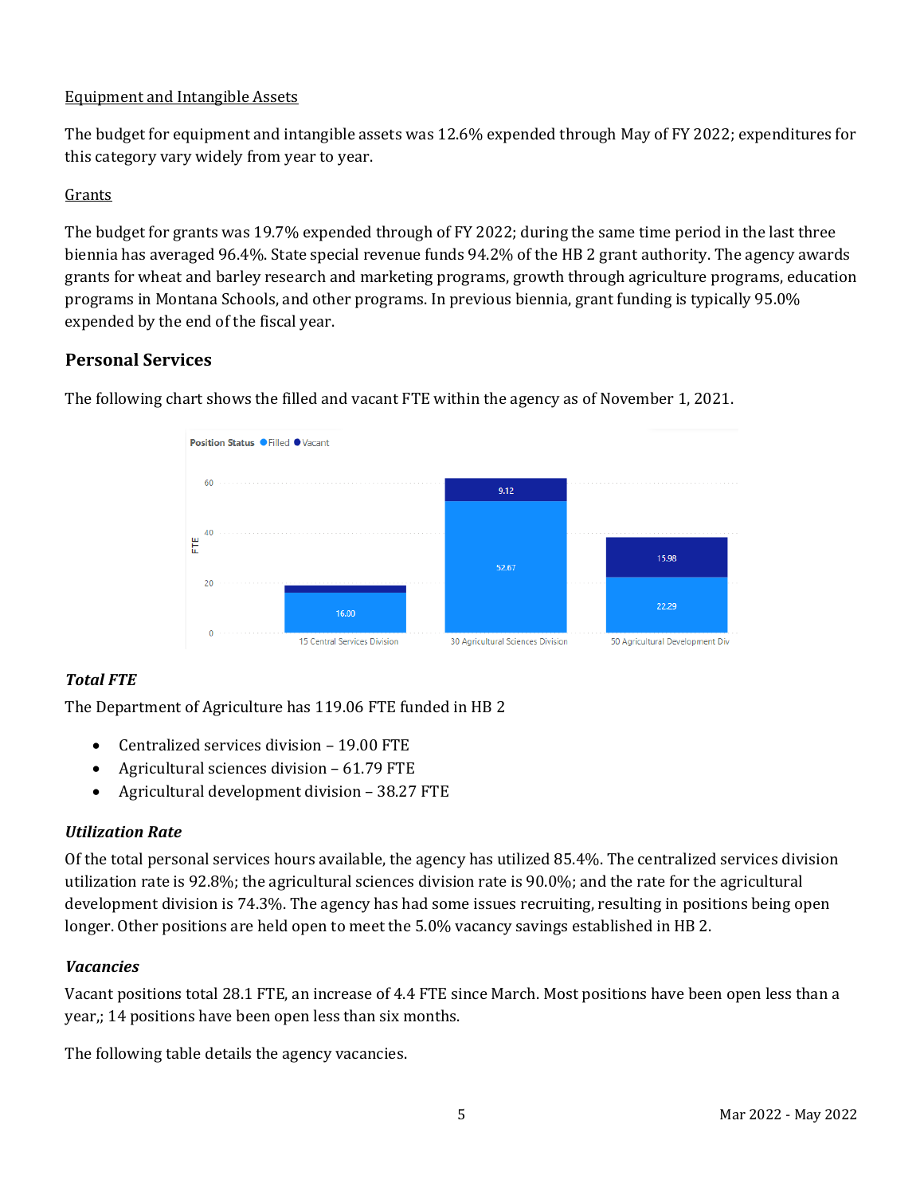Equipment and Intangible Assets

The budget for equipment and intangible assets was 12.6% expended through May of FY 2022; expenditures for this category vary widely from year to year.

Grants

The budget for grants was 19.7% expended through of FY 2022; during the same time period in the last three biennia has averaged 96.4%. State special revenue funds 94.2% of the HB 2 grant authority. The agency awards grants for wheat and barley research and marketing programs, growth through agriculture programs, education programs in Montana Schools, and other programs. In previous biennia, grant funding is typically 95.0% expended by the end of the fiscal year.

## Personal Services

The following chart shows the filled and vacant FTE within the agency as of November 1, 2021.

### *Total FTE*

The Department of Agriculture has 119.06 FTE funded in HB 2

- Centralized services division – 19.00 FTE
- Agricultural sciences division – 61.79 FTE
- Agricultural development division – 38.27 FTE

### *Utilization Rate*

Of the total personal services hours available, the agency has utilized 85.4%. The centralized services division utilization rate is 92.8%; the agricultural sciences division rate is 90.0%; and the rate for the agricultural development division is 74.3%. The agency has had some issues recruiting, resulting in positions being open longer. Other positions are held open to meet the 5.0% vacancy savings established in HB 2.

### *Vacancies*

Vacant positions total 28.1 FTE, an increase of 4.4 FTE since March. Most positions have been open less than a year,; 14 positions have been open less than six months.

The following table details the agency vacancies.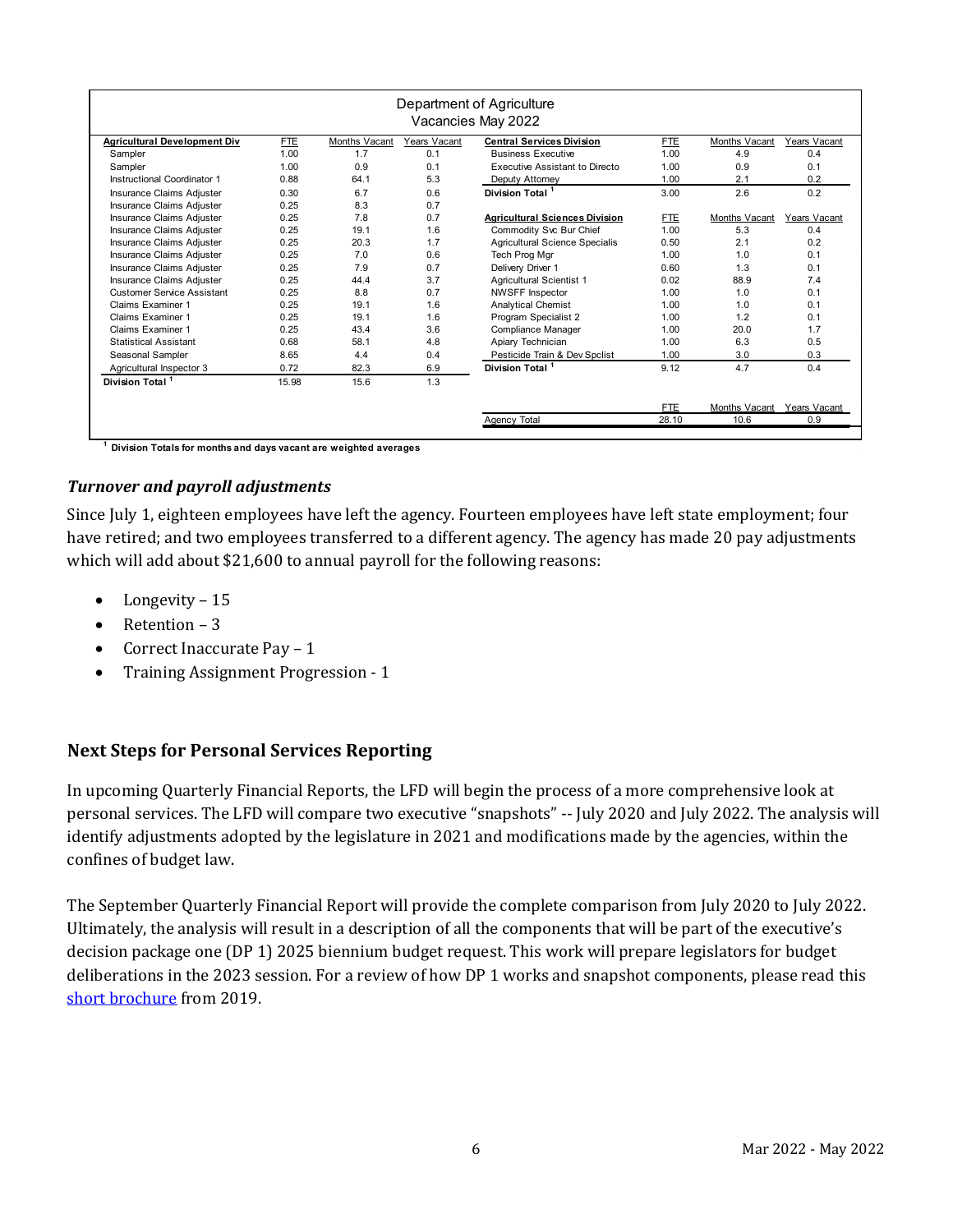Department of Agriculture
Vacancies May 2022

| Agricultural Development Div | FTE | Months Vacant | Years Vacant |
|---|---|---|---|
| Sampler | 1.00 | 1.7 | 0.1 |
| Sampler | 1.00 | 0.9 | 0.1 |
| Instructional Coordinator 1 | 0.88 | 64.1 | 5.3 |
| Insurance Claims Adjuster | 0.30 | 6.7 | 0.6 |
| Insurance Claims Adjuster | 0.25 | 8.3 | 0.7 |
| Insurance Claims Adjuster | 0.25 | 7.8 | 0.7 |
| Insurance Claims Adjuster | 0.25 | 19.1 | 1.6 |
| Insurance Claims Adjuster | 0.25 | 20.3 | 1.7 |
| Insurance Claims Adjuster | 0.25 | 7.0 | 0.6 |
| Insurance Claims Adjuster | 0.25 | 7.9 | 0.7 |
| Insurance Claims Adjuster | 0.25 | 44.4 | 3.7 |
| Customer Service Assistant | 0.25 | 8.8 | 0.7 |
| Claims Examiner 1 | 0.25 | 19.1 | 1.6 |
| Claims Examiner 1 | 0.25 | 19.1 | 1.6 |
| Claims Examiner 1 | 0.25 | 43.4 | 3.6 |
| Statistical Assistant | 0.68 | 58.1 | 4.8 |
| Seasonal Sampler | 8.65 | 4.4 | 0.4 |
| Agricultural Inspector 3 | 0.72 | 82.3 | 6.9 |
| Division Total [1] | 15.98 | 15.6 | 1.3 |

| Central Services Division | FTE | Months Vacant | Years Vacant |
|---|---|---|---|
| Business Executive | 1.00 | 4.9 | 0.4 |
| Executive Assistant to Directo | 1.00 | 0.9 | 0.1 |
| Deputy Attorney | 1.00 | 2.1 | 0.2 |
| Division Total [1] | 3.00 | 2.6 | 0.2 |

| Agricultural Sciences Division | FTE | Months Vacant | Years Vacant |
|---|---|---|---|
| Commodity Svc Bur Chief | 1.00 | 5.3 | 0.4 |
| Agricultural Science Specialis | 0.50 | 2.1 | 0.2 |
| Tech Prog Mgr | 1.00 | 1.0 | 0.1 |
| Delivery Driver 1 | 0.60 | 1.3 | 0.1 |
| Agricultural Scientist 1 | 0.02 | 88.9 | 7.4 |
| NWSFF Inspector | 1.00 | 1.0 | 0.1 |
| Analytical Chemist | 1.00 | 1.0 | 0.1 |
| Program Specialist 2 | 1.00 | 1.2 | 0.1 |
| Compliance Manager | 1.00 | 20.0 | 1.7 |
| Apiary Technician | 1.00 | 6.3 | 0.5 |
| Pesticide Train & Dev Spclist | 1.00 | 3.0 | 0.3 |
| Division Total [1] | 9.12 | 4.7 | 0.4 |

| | FTE | Months Vacant | Years Vacant |
|---|---|---|---|
| Agency Total | 28.10 | 10.6 | 0.9 |

[1] Division Totals for months and days vacant are weighted averages

### *Turnover and payroll adjustments*

Since July 1, eighteen employees have left the agency. Fourteen employees have left state employment; four have retired; and two employees transferred to a different agency. The agency has made 20 pay adjustments which will add about $21,600 to annual payroll for the following reasons:

- Longevity – 15
- Retention – 3
- Correct Inaccurate Pay – 1
- Training Assignment Progression - 1

## Next Steps for Personal Services Reporting

In upcoming Quarterly Financial Reports, the LFD will begin the process of a more comprehensive look at personal services. The LFD will compare two executive "snapshots" -- July 2020 and July 2022. The analysis will identify adjustments adopted by the legislature in 2021 and modifications made by the agencies, within the confines of budget law.

The September Quarterly Financial Report will provide the complete comparison from July 2020 to July 2022. Ultimately, the analysis will result in a description of all the components that will be part of the executive's decision package one (DP 1) 2025 biennium budget request. This work will prepare legislators for budget deliberations in the 2023 session. For a review of how DP 1 works and snapshot components, please read this short brochure from 2019.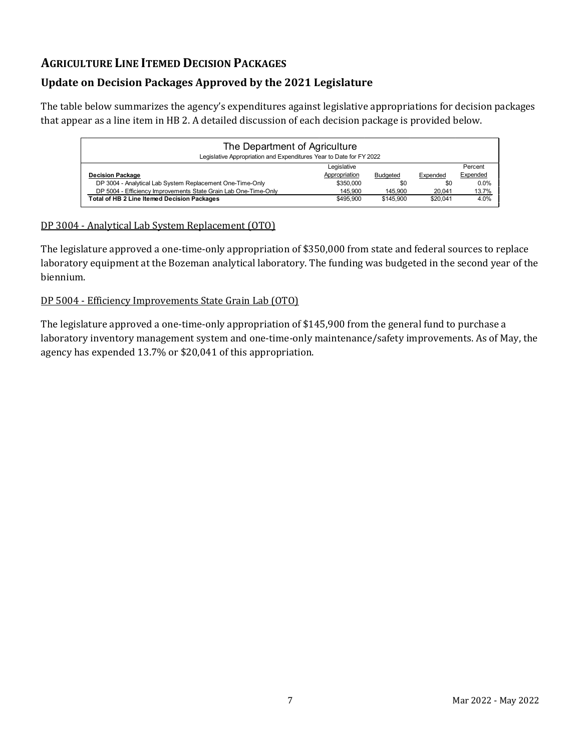## AGRICULTURE LINE ITEMED DECISION PACKAGES

### Update on Decision Packages Approved by the 2021 Legislature

The table below summarizes the agency's expenditures against legislative appropriations for decision packages that appear as a line item in HB 2. A detailed discussion of each decision package is provided below.

**The Department of Agriculture**
Legislative Appropriation and Expenditures Year to Date for FY 2022

| Decision Package | Legislative Appropriation | Budgeted | Expended | Percent Expended |
|---|---|---|---|---|
| DP 3004 - Analytical Lab System Replacement One-Time-Only | $350,000 | $0 | $0 | 0.0% |
| DP 5004 - Efficiency Improvements State Grain Lab One-Time-Only | 145,900 | 145,900 | 20,041 | 13.7% |
| **Total of HB 2 Line Itemed Decision Packages** | $495,900 | $145,900 | $20,041 | 4.0% |

DP 3004 - Analytical Lab System Replacement (OTO)

The legislature approved a one-time-only appropriation of $350,000 from state and federal sources to replace laboratory equipment at the Bozeman analytical laboratory. The funding was budgeted in the second year of the biennium.

DP 5004 - Efficiency Improvements State Grain Lab (OTO)

The legislature approved a one-time-only appropriation of $145,900 from the general fund to purchase a laboratory inventory management system and one-time-only maintenance/safety improvements. As of May, the agency has expended 13.7% or $20,041 of this appropriation.